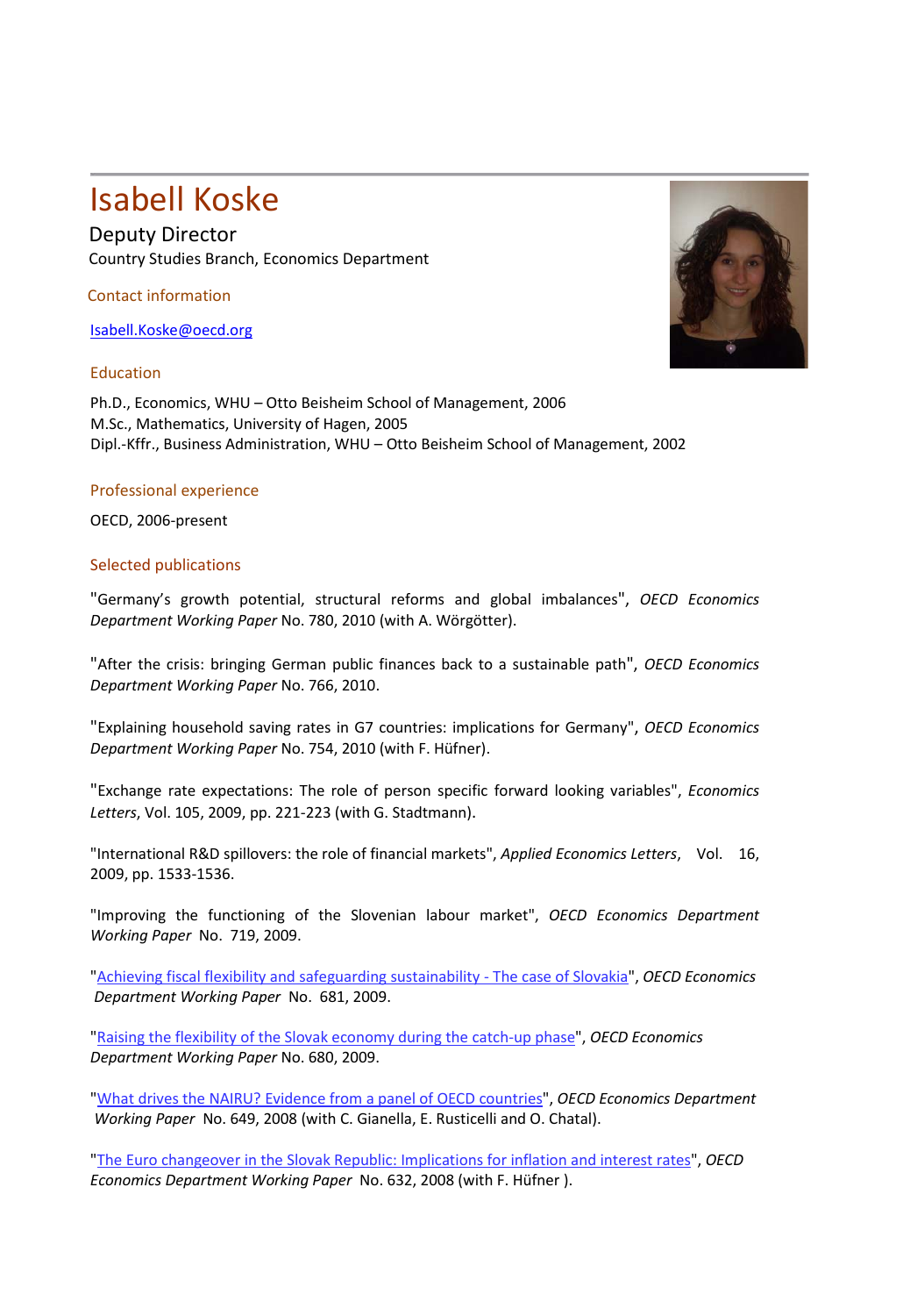# Isabell Koske

Deputy Director

Country Studies Branch, Economics Department

## Contact information

[Isabell.Koske@oecd.org](mailto:Isabell.Koske@oecd.org)

## Education

Ph.D., Economics, WHU – Otto Beisheim School of Management, 2006
M.Sc., Mathematics, University of Hagen, 2005
Dipl.-Kffr., Business Administration, WHU – Otto Beisheim School of Management, 2002

## Professional experience

OECD, 2006-present

## Selected publications

"Germany's growth potential, structural reforms and global imbalances", *OECD Economics Department Working Paper* No. 780, 2010 (with A. Wörgötter).

"After the crisis: bringing German public finances back to a sustainable path", *OECD Economics Department Working Paper* No. 766, 2010.

"Explaining household saving rates in G7 countries: implications for Germany", *OECD Economics Department Working Paper* No. 754, 2010 (with F. Hüfner).

"Exchange rate expectations: The role of person specific forward looking variables", *Economics Letters*, Vol. 105, 2009, pp. 221-223 (with G. Stadtmann).

"International R&D spillovers: the role of financial markets", *Applied Economics Letters*, Vol. 16, 2009, pp. 1533-1536.

"Improving the functioning of the Slovenian labour market", *OECD Economics Department Working Paper* No. 719, 2009.

"Achieving fiscal flexibility and safeguarding sustainability - The case of Slovakia", *OECD Economics Department Working Paper* No. 681, 2009.

"Raising the flexibility of the Slovak economy during the catch-up phase", *OECD Economics Department Working Paper* No. 680, 2009.

"What drives the NAIRU? Evidence from a panel of OECD countries", *OECD Economics Department Working Paper* No. 649, 2008 (with C. Gianella, E. Rusticelli and O. Chatal).

"The Euro changeover in the Slovak Republic: Implications for inflation and interest rates", *OECD Economics Department Working Paper* No. 632, 2008 (with F. Hüfner ).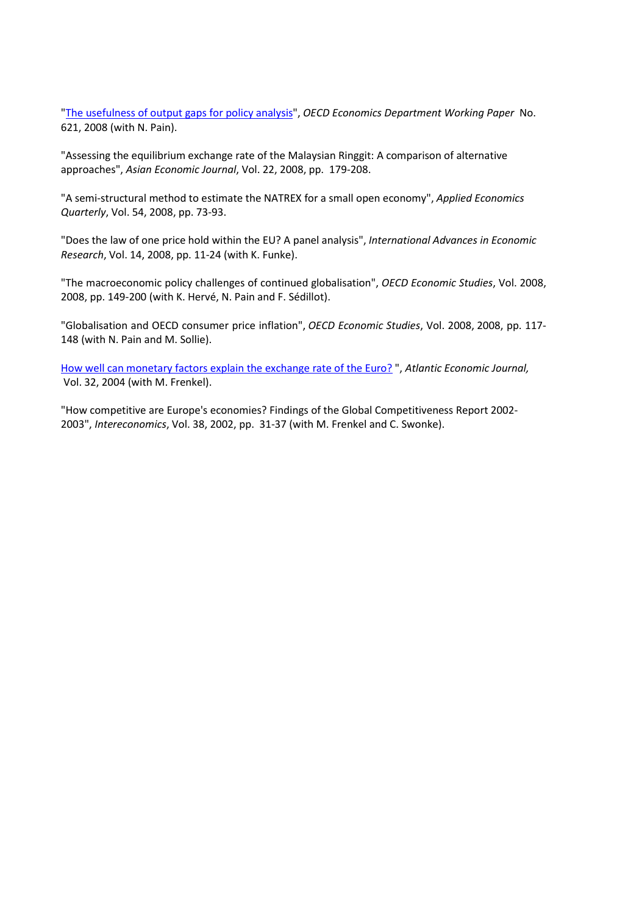"The usefulness of output gaps for policy analysis", *OECD Economics Department Working Paper* No. 621, 2008 (with N. Pain).

"Assessing the equilibrium exchange rate of the Malaysian Ringgit: A comparison of alternative approaches", *Asian Economic Journal*, Vol. 22, 2008, pp. 179-208.

"A semi-structural method to estimate the NATREX for a small open economy", *Applied Economics Quarterly*, Vol. 54, 2008, pp. 73-93.

"Does the law of one price hold within the EU? A panel analysis", *International Advances in Economic Research*, Vol. 14, 2008, pp. 11-24 (with K. Funke).

"The macroeconomic policy challenges of continued globalisation", *OECD Economic Studies*, Vol. 2008, 2008, pp. 149-200 (with K. Hervé, N. Pain and F. Sédillot).

"Globalisation and OECD consumer price inflation", *OECD Economic Studies*, Vol. 2008, 2008, pp. 117-148 (with N. Pain and M. Sollie).

How well can monetary factors explain the exchange rate of the Euro? ", *Atlantic Economic Journal,* Vol. 32, 2004 (with M. Frenkel).

"How competitive are Europe's economies? Findings of the Global Competitiveness Report 2002-2003", *Intereconomics*, Vol. 38, 2002, pp. 31-37 (with M. Frenkel and C. Swonke).